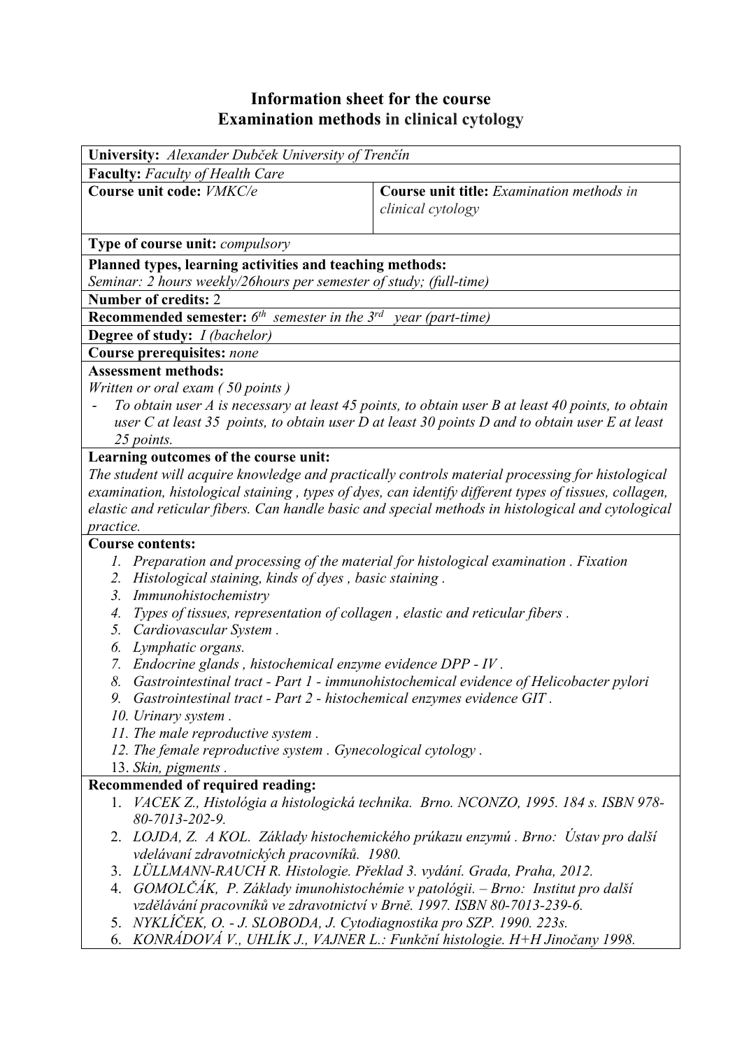# Information sheet for the course
# Examination methods in clinical cytology

**University:** *Alexander Dubček University of Trenčín*

**Faculty:** *Faculty of Health Care*

| **Course unit code:** *VMKC/e* | **Course unit title:** *Examination methods in clinical cytology* |
|---|---|

**Type of course unit:** *compulsory*

**Planned types, learning activities and teaching methods:**
*Seminar: 2 hours weekly/26hours per semester of study; (full-time)*

**Number of credits:** 2

**Recommended semester:** *6th semester in the 3rd year (part-time)*

**Degree of study:** *I (bachelor)*

**Course prerequisites:** *none*

**Assessment methods:**
*Written or oral exam ( 50 points )*

- *To obtain user A is necessary at least 45 points, to obtain user B at least 40 points, to obtain user C at least 35 points, to obtain user D at least 30 points D and to obtain user E at least 25 points.*

**Learning outcomes of the course unit:**
*The student will acquire knowledge and practically controls material processing for histological examination, histological staining , types of dyes, can identify different types of tissues, collagen, elastic and reticular fibers. Can handle basic and special methods in histological and cytological practice.*

**Course contents:**

1. *Preparation and processing of the material for histological examination . Fixation*
2. *Histological staining, kinds of dyes , basic staining .*
3. *Immunohistochemistry*
4. *Types of tissues, representation of collagen , elastic and reticular fibers .*
5. *Cardiovascular System .*
6. *Lymphatic organs.*
7. *Endocrine glands , histochemical enzyme evidence DPP - IV .*
8. *Gastrointestinal tract - Part 1 - immunohistochemical evidence of Helicobacter pylori*
9. *Gastrointestinal tract - Part 2 - histochemical enzymes evidence GIT .*
10. *Urinary system .*
11. *The male reproductive system .*
12. *The female reproductive system . Gynecological cytology .*
13. *Skin, pigments .*

**Recommended of required reading:**

1. *VACEK Z., Histológia a histologická technika. Brno. NCONZO, 1995. 184 s. ISBN 978-80-7013-202-9.*
2. *LOJDA, Z. A KOL. Základy histochemického průkazu enzymú . Brno: Ústav pro další vdelávaní zdravotnických pracovníků. 1980.*
3. *LÜLLMANN-RAUCH R. Histologie. Překlad 3. vydání. Grada, Praha, 2012.*
4. *GOMOLČÁK, P. Základy imunohistochémie v patológii. – Brno: Institut pro další vzdělávání pracovníků ve zdravotnictví v Brně. 1997. ISBN 80-7013-239-6.*
5. *NYKLÍČEK, O. - J. SLOBODA, J. Cytodiagnostika pro SZP. 1990. 223s.*
6. *KONRÁDOVÁ V., UHLÍK J., VAJNER L.: Funkční histologie. H+H Jinočany 1998.*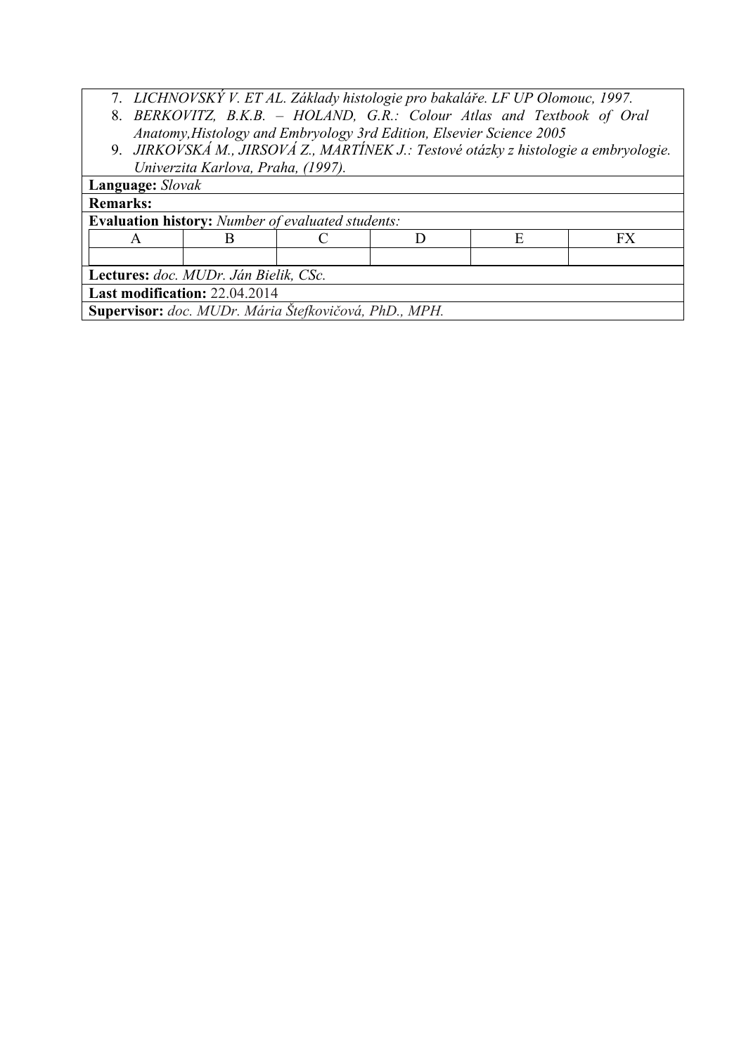7. *LICHNOVSKÝ V. ET AL. Základy histologie pro bakaláře. LF UP Olomouc, 1997.*
8. *BERKOVITZ, B.K.B. – HOLAND, G.R.: Colour Atlas and Textbook of Oral Anatomy,Histology and Embryology 3rd Edition, Elsevier Science 2005*
9. *JIRKOVSKÁ M., JIRSOVÁ Z., MARTÍNEK J.: Testové otázky z histologie a embryologie. Univerzita Karlova, Praha, (1997).*

**Language:** *Slovak*

**Remarks:**

**Evaluation history:** *Number of evaluated students:*

| A | B | C | D | E | FX |
|---|---|---|---|---|---|
| | | | | | |

**Lectures:** *doc. MUDr. Ján Bielik, CSc.*

**Last modification:** 22.04.2014

**Supervisor:** *doc. MUDr. Mária Štefkovičová, PhD., MPH.*